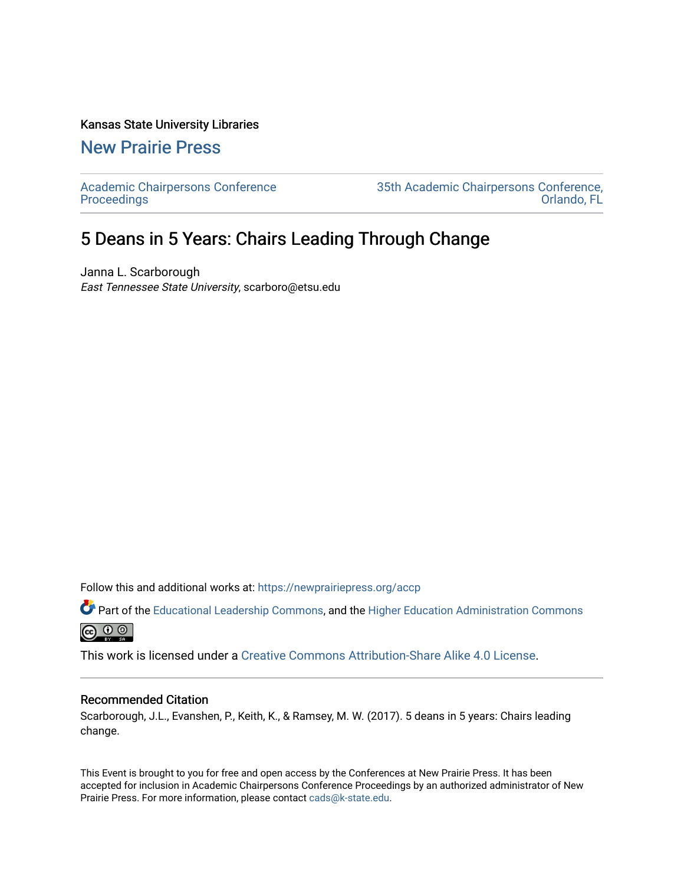Kansas State University Libraries

# New Prairie Press

Academic Chairpersons Conference Proceedings

35th Academic Chairpersons Conference, Orlando, FL

## 5 Deans in 5 Years: Chairs Leading Through Change

Janna L. Scarborough
*East Tennessee State University*, scarboro@etsu.edu

Follow this and additional works at: https://newprairiepress.org/accp

Part of the Educational Leadership Commons, and the Higher Education Administration Commons

This work is licensed under a Creative Commons Attribution-Share Alike 4.0 License.

### Recommended Citation

Scarborough, J.L., Evanshen, P., Keith, K., & Ramsey, M. W. (2017). 5 deans in 5 years: Chairs leading change.

This Event is brought to you for free and open access by the Conferences at New Prairie Press. It has been accepted for inclusion in Academic Chairpersons Conference Proceedings by an authorized administrator of New Prairie Press. For more information, please contact cads@k-state.edu.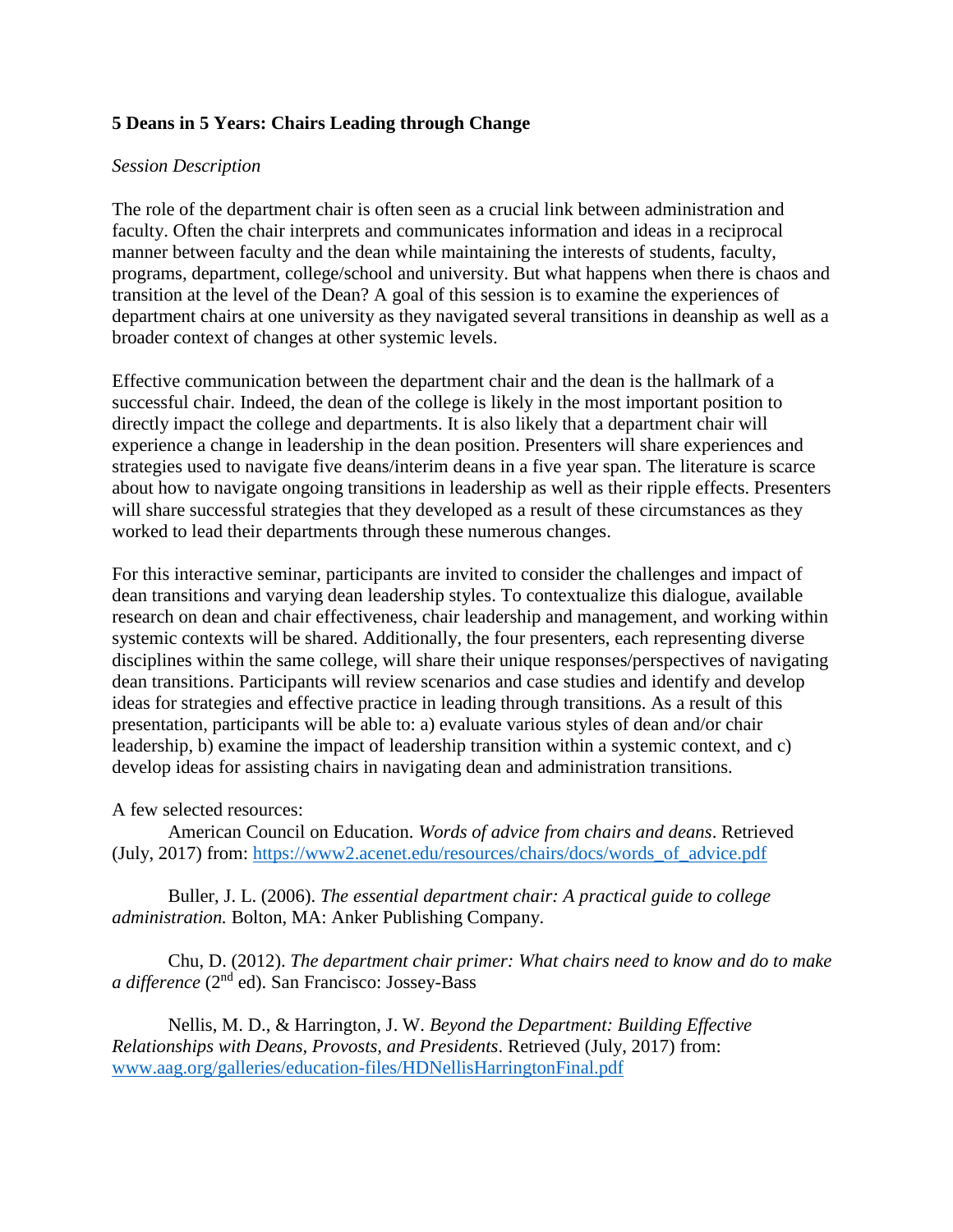**5 Deans in 5 Years: Chairs Leading through Change**

*Session Description*

The role of the department chair is often seen as a crucial link between administration and faculty. Often the chair interprets and communicates information and ideas in a reciprocal manner between faculty and the dean while maintaining the interests of students, faculty, programs, department, college/school and university. But what happens when there is chaos and transition at the level of the Dean? A goal of this session is to examine the experiences of department chairs at one university as they navigated several transitions in deanship as well as a broader context of changes at other systemic levels.

Effective communication between the department chair and the dean is the hallmark of a successful chair. Indeed, the dean of the college is likely in the most important position to directly impact the college and departments. It is also likely that a department chair will experience a change in leadership in the dean position. Presenters will share experiences and strategies used to navigate five deans/interim deans in a five year span. The literature is scarce about how to navigate ongoing transitions in leadership as well as their ripple effects. Presenters will share successful strategies that they developed as a result of these circumstances as they worked to lead their departments through these numerous changes.

For this interactive seminar, participants are invited to consider the challenges and impact of dean transitions and varying dean leadership styles. To contextualize this dialogue, available research on dean and chair effectiveness, chair leadership and management, and working within systemic contexts will be shared. Additionally, the four presenters, each representing diverse disciplines within the same college, will share their unique responses/perspectives of navigating dean transitions. Participants will review scenarios and case studies and identify and develop ideas for strategies and effective practice in leading through transitions. As a result of this presentation, participants will be able to: a) evaluate various styles of dean and/or chair leadership, b) examine the impact of leadership transition within a systemic context, and c) develop ideas for assisting chairs in navigating dean and administration transitions.

A few selected resources:

American Council on Education. *Words of advice from chairs and deans*. Retrieved (July, 2017) from: https://www2.acenet.edu/resources/chairs/docs/words_of_advice.pdf

Buller, J. L. (2006). *The essential department chair: A practical guide to college administration.* Bolton, MA: Anker Publishing Company.

Chu, D. (2012). *The department chair primer: What chairs need to know and do to make a difference* (2nd ed). San Francisco: Jossey-Bass

Nellis, M. D., & Harrington, J. W. *Beyond the Department: Building Effective Relationships with Deans, Provosts, and Presidents*. Retrieved (July, 2017) from: www.aag.org/galleries/education-files/HDNellisHarringtonFinal.pdf